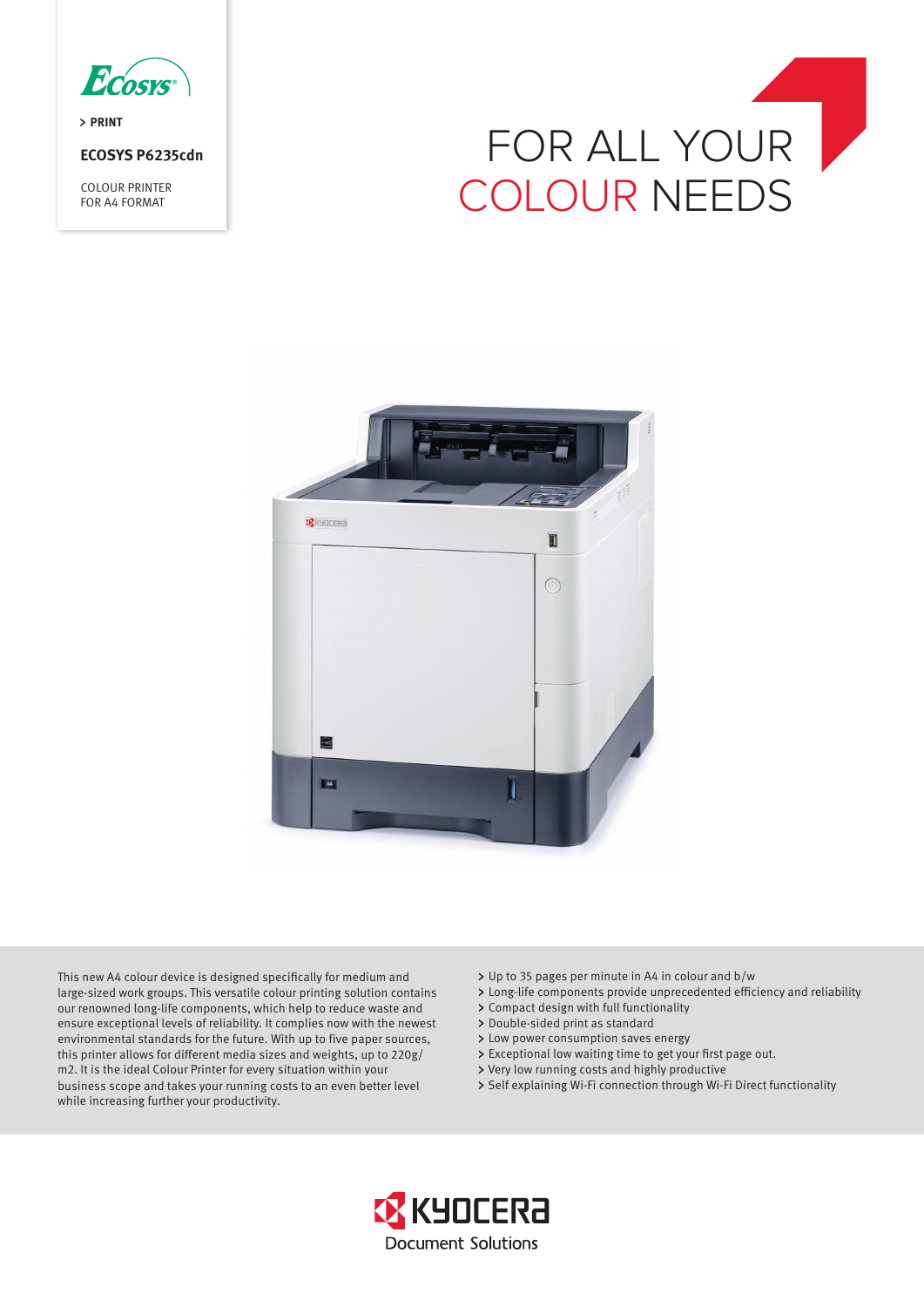ECOSYS

> PRINT

**ECOSYS P6235cdn**

COLOUR PRINTER
FOR A4 FORMAT

# FOR ALL YOUR COLOUR NEEDS

This new A4 colour device is designed specifically for medium and large-sized work groups. This versatile colour printing solution contains our renowned long-life components, which help to reduce waste and ensure exceptional levels of reliability. It complies now with the newest environmental standards for the future. With up to five paper sources, this printer allows for different media sizes and weights, up to 220g/m2. It is the ideal Colour Printer for every situation within your business scope and takes your running costs to an even better level while increasing further your productivity.

- Up to 35 pages per minute in A4 in colour and b/w
- Long-life components provide unprecedented efficiency and reliability
- Compact design with full functionality
- Double-sided print as standard
- Low power consumption saves energy
- Exceptional low waiting time to get your first page out.
- Very low running costs and highly productive
- Self explaining Wi-Fi connection through Wi-Fi Direct functionality

KYOCERA
Document Solutions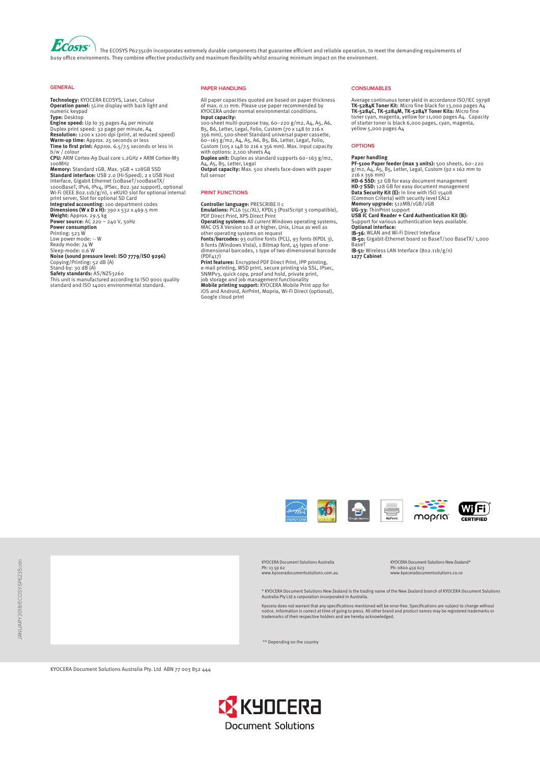ECOSYS The ECOSYS P6235cdn incorporates extremely durable components that guarantee efficient and reliable operation, to meet the demanding requirements of busy office environments. They combine effective productivity and maximum flexibility whilst ensuring minimum impact on the environment.

## GENERAL

**Technology:** KYOCERA ECOSYS, Laser, Colour
**Operation panel:** 5Line display with back light and numeric keypad
**Type:** Desktop
**Engine speed:** Up to 35 pages A4 per minute
Duplex print speed: 32 page per minute, A4
**Resolution:** 1200 x 1200 dpi (print, at reduced speed)
**Warm-up time:** Approx. 25 seconds or less
**Time to first print:** Approx. 6.5/7.5 seconds or less in b/w / colour
**CPU:** ARM Cortex-A9 Dual core 1.2GHz + ARM Cortex-M3 100MHz
**Memory:** Standard 1GB, Max. 3GB + 128GB SSD
**Standard interface:** USB 2.0 (Hi-Speed), 2 x USB Host Interface, Gigabit Ethernet (10BaseT/100BaseTX/1000BaseT, IPv6, IPv4, IPSec, 802.3az support), optional Wi-Fi (IEEE 802.11b/g/n), 1 eKUIO slot for optional internal print server, Slot for optional SD Card
**Integrated accounting:** 100 department codes
**Dimensions (W x D x H):** 390 x 532 x 469.5 mm
**Weight:** Approx. 29.5 kg
**Power source:** AC 220 ~ 240 V, 50Hz
**Power consumption**
Printing: 523 W
Low power mode: -- W
Ready mode: 74 W
Sleep-mode: 0.6 W
**Noise (sound pressure level: ISO 7779/ISO 9296)**
Copying/Printing: 52 dB (A)
Stand-by: 30 dB (A)
**Safety standards:** AS/NZS3260
This unit is manufactured according to ISO 9001 quality standard and ISO 14001 environmental standard.

## PAPER HANDLING

All paper capacities quoted are based on paper thickness of max. 0.11 mm. Please use paper recommended by KYOCERA under normal environmental conditions.
**Input capacity:**
100-sheet multi-purpose tray, 60–220 g/m2, A4, A5, A6, B5, B6, Letter, Legal, Folio, Custom (70 x 148 to 216 x 356 mm), 500-sheet Standard universal paper cassette, 60–163 g/m2, A4, A5, A6, B5, B6, Letter, Legal, Folio, Custom (105 x 148 to 216 x 356 mm). Max. input capacity with options: 2,100 sheets A4
**Duplex unit:** Duplex as standard supports 60–163 g/m2, A4, A5, B5, Letter, Legal
**Output capacity:** Max. 500 sheets face-down with paper full sensor

## PRINT FUNCTIONS

**Controller language:** PRESCRIBE II c
**Emulations:** PCL6 (5c/XL), KPDL3 (PostScript 3 compatible), PDF Direct Print, XPS Direct Print
**Operating systems:** All current Windows operating systems, MAC OS X Version 10.8 or higher, Unix, Linux as well as other operating systems on request
**Fonts/barcodes:** 93 outline fonts (PCL), 93 fonts (KPDL 3), 8 fonts (Windows Vista), 1 Bitmap font, 45 types of one-dimensional barcodes, 1 type of two-dimensional barcode (PDF417)
**Print features:** Encrypted PDF Direct Print, IPP printing, e-mail printing, WSD print, secure printing via SSL, IPSec, SNMPv3, quick copy, proof and hold, private print, job storage and job management functionality
**Mobile printing support:** KYOCERA Mobile Print app for iOS and Android, AirPrint, Mopria, Wi-Fi Direct (optional), Google cloud print

## CONSUMABLES

Average continuous toner yield in accordance ISO/IEC 19798
**TK-5284K Toner Kit:** Micro fine black for 13,000 pages A4
**TK-5284C, TK-5284M, TK-5284Y Toner Kits:** Micro fine toner cyan, magenta, yellow for 11,000 pages A4. Capacity of starter toner is black 6,000 pages, cyan, magenta, yellow 5,000 pages A4

## OPTIONS

**Paper handling**
**PF-5100 Paper feeder (max 3 units):** 500 sheets, 60–220 g/m2, A4, A5, B5, Letter, Legal, Custom (92 x 162 mm to 216 x 356 mm)
**HD-6 SSD:** 32 GB for easy document management
**HD-7 SSD:** 128 GB for easy document management
**Data Security Kit (E):** In line with ISO 15408 (Common Criteria) with security level EAL2
**Memory upgrade:** 512MB/1GB/2GB
**UG-33:** ThinPrint support
**USB IC Card Reader + Card Authentication Kit (B):** Support for various authentication keys available.
**Optional interface:**
**IB-36:** WLAN and Wi-Fi Direct Interface
**IB-50:** Gigabit-Ethernet board 10 BaseT/100 BaseTX/ 1,000 BaseT
**IB-51:** Wireless LAN Interface (802.11b/g/n)
**1277 Cabinet**

JANUARY2018/ECOSYSP6235cdn

KYOCERA Document Solutions Australia
Ph: 13 59 62
www.kyoceradocumentsolutions.com.au

KYOCERA Document Solutions New Zealand*
Ph: 0800 459 623
www.kyoceradocumentsolutions.co.nz

* KYOCERA Document Solutions New Zealand is the trading name of the New Zealand branch of KYOCERA Document Solutions Australia Pty Ltd a corporation incorporated in Australia.

Kyocera does not warrant that any specifications mentioned will be error-free. Specifications are subject to change without notice. Information is correct at time of going to press. All other brand and product names may be registered trademarks or trademarks of their respective holders and are hereby acknowledged.

** Depending on the country

KYOCERA Document Solutions Australia Pty. Ltd ABN 77 003 852 444

KYOCERA Document Solutions